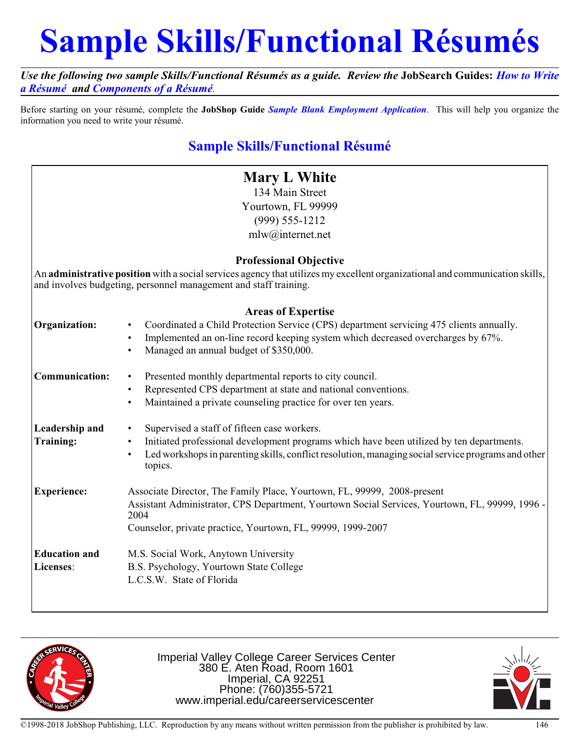# Sample Skills/Functional Résumés

***Use the following two sample Skills/Functional Résumés as a guide. Review the* JobSearch Guides: *How to Write a Résumé* and *Components of a Résumé*.**

Before starting on your résumé, complete the **JobShop Guide** ***Sample Blank Employment Application***. This will help you organize the information you need to write your résumé.

## Sample Skills/Functional Résumé

### Mary L White

134 Main Street
Yourtown, FL 99999
(999) 555-1212
mlw@internet.net

**Professional Objective**

An **administrative position** with a social services agency that utilizes my excellent organizational and communication skills, and involves budgeting, personnel management and staff training.

**Areas of Expertise**

**Organization:**

- Coordinated a Child Protection Service (CPS) department servicing 475 clients annually.
- Implemented an on-line record keeping system which decreased overcharges by 67%.
- Managed an annual budget of $350,000.

**Communication:**

- Presented monthly departmental reports to city council.
- Represented CPS department at state and national conventions.
- Maintained a private counseling practice for over ten years.

**Leadership and Training:**

- Supervised a staff of fifteen case workers.
- Initiated professional development programs which have been utilized by ten departments.
- Led workshops in parenting skills, conflict resolution, managing social service programs and other topics.

**Experience:**

Associate Director, The Family Place, Yourtown, FL, 99999, 2008-present
Assistant Administrator, CPS Department, Yourtown Social Services, Yourtown, FL, 99999, 1996 - 2004
Counselor, private practice, Yourtown, FL, 99999, 1999-2007

**Education and Licenses:**

M.S. Social Work, Anytown University
B.S. Psychology, Yourtown State College
L.C.S.W. State of Florida

Imperial Valley College Career Services Center
380 E. Aten Road, Room 1601
Imperial, CA 92251
Phone: (760)355-5721
www.imperial.edu/careerservicescenter

©1998-2018 JobShop Publishing, LLC. Reproduction by any means without written permission from the publisher is prohibited by law.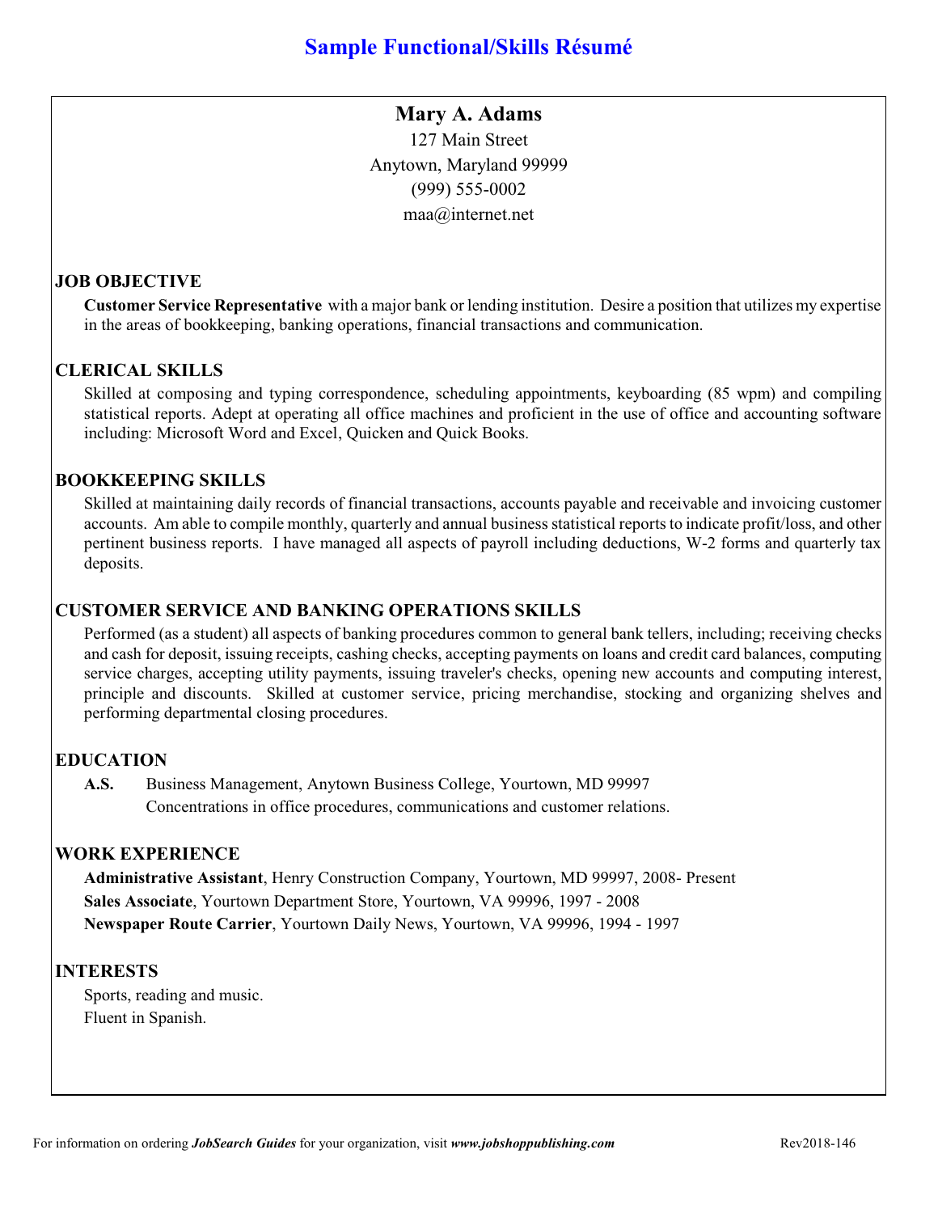# Sample Functional/Skills Résumé

**Mary A. Adams**
127 Main Street
Anytown, Maryland 99999
(999) 555-0002
maa@internet.net

## JOB OBJECTIVE

**Customer Service Representative** with a major bank or lending institution. Desire a position that utilizes my expertise in the areas of bookkeeping, banking operations, financial transactions and communication.

## CLERICAL SKILLS

Skilled at composing and typing correspondence, scheduling appointments, keyboarding (85 wpm) and compiling statistical reports. Adept at operating all office machines and proficient in the use of office and accounting software including: Microsoft Word and Excel, Quicken and Quick Books.

## BOOKKEEPING SKILLS

Skilled at maintaining daily records of financial transactions, accounts payable and receivable and invoicing customer accounts. Am able to compile monthly, quarterly and annual business statistical reports to indicate profit/loss, and other pertinent business reports. I have managed all aspects of payroll including deductions, W-2 forms and quarterly tax deposits.

## CUSTOMER SERVICE AND BANKING OPERATIONS SKILLS

Performed (as a student) all aspects of banking procedures common to general bank tellers, including; receiving checks and cash for deposit, issuing receipts, cashing checks, accepting payments on loans and credit card balances, computing service charges, accepting utility payments, issuing traveler's checks, opening new accounts and computing interest, principle and discounts. Skilled at customer service, pricing merchandise, stocking and organizing shelves and performing departmental closing procedures.

## EDUCATION

**A.S.** Business Management, Anytown Business College, Yourtown, MD 99997
Concentrations in office procedures, communications and customer relations.

## WORK EXPERIENCE

**Administrative Assistant**, Henry Construction Company, Yourtown, MD 99997, 2008- Present
**Sales Associate**, Yourtown Department Store, Yourtown, VA 99996, 1997 - 2008
**Newspaper Route Carrier**, Yourtown Daily News, Yourtown, VA 99996, 1994 - 1997

## INTERESTS

Sports, reading and music.
Fluent in Spanish.

For information on ordering ***JobSearch Guides*** for your organization, visit ***www.jobshoppublishing.com*** Rev2018-146